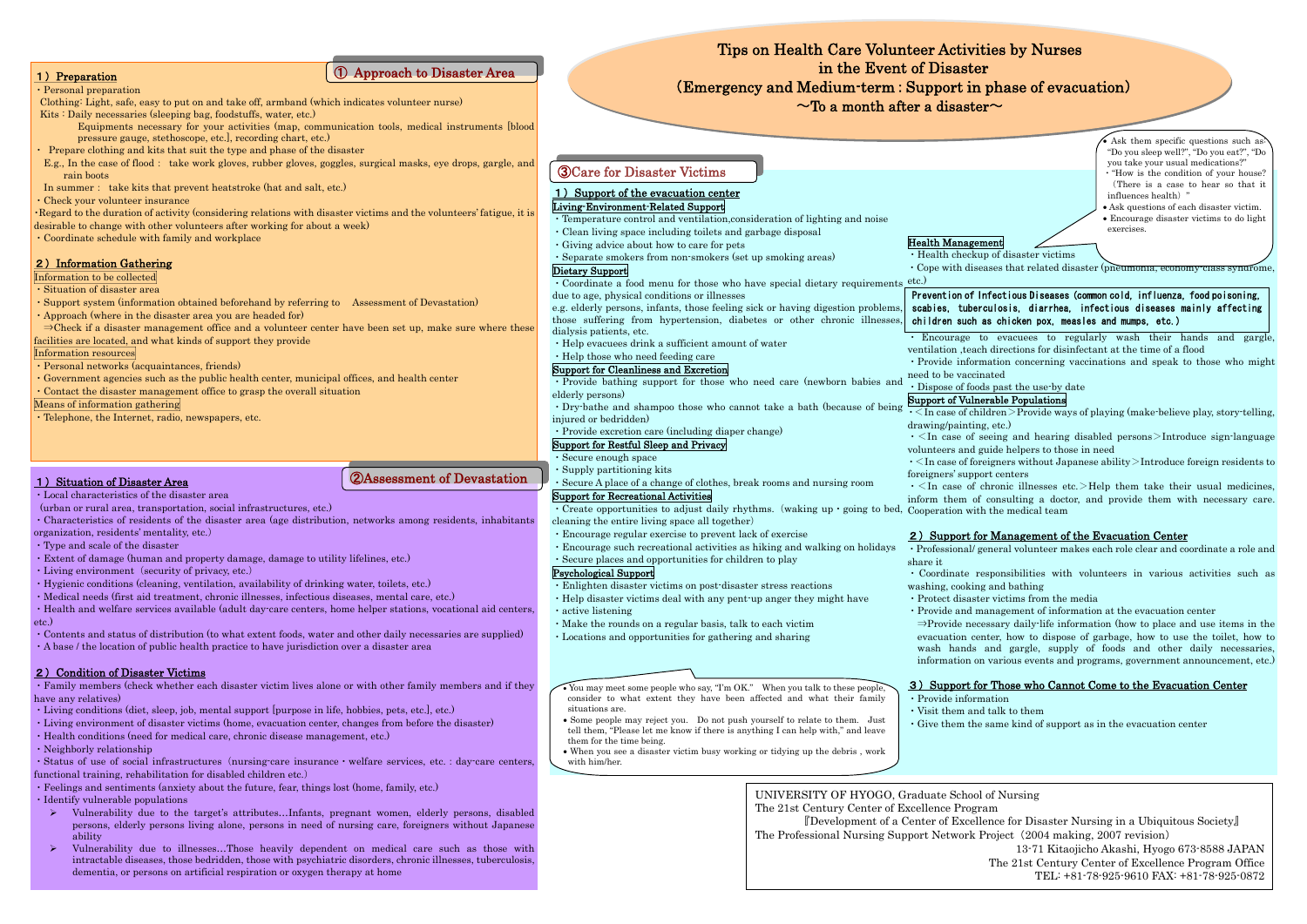# Tips on Health Care Volunteer Activities by Nurses in the Event of Disaster (Emergency and Medium-term : Support in phase of evacuation) ～To a month after a disaster～

## ① Approach to Disaster Area

### 1) Preparation

・Personal preparation

Clothing: Light, safe, easy to put on and take off, armband (which indicates volunteer nurse)

Kits : Daily necessaries (sleeping bag, foodstuffs, water, etc.)

Equipments necessary for your activities (map, communication tools, medical instruments [blood pressure gauge, stethoscope, etc.], recording chart, etc.)

・ Prepare clothing and kits that suit the type and phase of the disaster

E.g., In the case of flood : take work gloves, rubber gloves, goggles, surgical masks, eye drops, gargle, and rain boots

In summer : take kits that prevent heatstroke (hat and salt, etc.)

・Check your volunteer insurance

・Regard to the duration of activity (considering relations with disaster victims and the volunteers' fatigue, it is desirable to change with other volunteers after working for about a week)

・Coordinate schedule with family and workplace

### 2) Information Gathering

**Information to be collected**

・Situation of disaster area

・Support system (information obtained beforehand by referring to Assessment of Devastation)

・Approach (where in the disaster area you are headed for)

⇒Check if a disaster management office and a volunteer center have been set up, make sure where these facilities are located, and what kinds of support they provide

**Information resources**

・Personal networks (acquaintances, friends)

・Government agencies such as the public health center, municipal offices, and health center

・Contact the disaster management office to grasp the overall situation

**Means of information gathering**

・Telephone, the Internet, radio, newspapers, etc.

## ②Assessment of Devastation

### 1) Situation of Disaster Area

・Local characteristics of the disaster area

(urban or rural area, transportation, social infrastructures, etc.)

・Characteristics of residents of the disaster area (age distribution, networks among residents, inhabitants organization, residents' mentality, etc.)

・Type and scale of the disaster

・Extent of damage (human and property damage, damage to utility lifelines, etc.)

・Living environment (security of privacy, etc.)

・Hygienic conditions (cleaning, ventilation, availability of drinking water, toilets, etc.)

・Medical needs (first aid treatment, chronic illnesses, infectious diseases, mental care, etc.)

・Health and welfare services available (adult day-care centers, home helper stations, vocational aid centers, etc.)

・Contents and status of distribution (to what extent foods, water and other daily necessaries are supplied)

・A base / the location of public health practice to have jurisdiction over a disaster area

### 2) Condition of Disaster Victims

・Family members (check whether each disaster victim lives alone or with other family members and if they have any relatives)

・Living conditions (diet, sleep, job, mental support [purpose in life, hobbies, pets, etc.], etc.)

・Living environment of disaster victims (home, evacuation center, changes from before the disaster)

・Health conditions (need for medical care, chronic disease management, etc.)

・Neighborly relationship

・Status of use of social infrastructures (nursing-care insurance・welfare services, etc. : day-care centers, functional training, rehabilitation for disabled children etc.)

・Feelings and sentiments (anxiety about the future, fear, things lost (home, family, etc.)

・Identify vulnerable populations

- Vulnerability due to the target's attributes…Infants, pregnant women, elderly persons, disabled persons, elderly persons living alone, persons in need of nursing care, foreigners without Japanese ability
- Vulnerability due to illnesses…Those heavily dependent on medical care such as those with intractable diseases, those bedridden, those with psychiatric disorders, chronic illnesses, tuberculosis, dementia, or persons on artificial respiration or oxygen therapy at home

## ③Care for Disaster Victims

### 1) Support of the evacuation center

**Living-Environment-Related Support**

・Temperature control and ventilation,consideration of lighting and noise

・Clean living space including toilets and garbage disposal

・Giving advice about how to care for pets

・Separate smokers from non-smokers (set up smoking areas)

**Dietary Support**

・Coordinate a food menu for those who have special dietary requirements due to age, physical conditions or illnesses

e.g. elderly persons, infants, those feeling sick or having digestion problems, those suffering from hypertension, diabetes or other chronic illnesses, dialysis patients, etc.

・Help evacuees drink a sufficient amount of water

・Help those who need feeding care

**Support for Cleanliness and Excretion**

・Provide bathing support for those who need care (newborn babies and elderly persons)

・Dry-bathe and shampoo those who cannot take a bath (because of being injured or bedridden)

・Provide excretion care (including diaper change)

**Support for Restful Sleep and Privacy**

・Secure enough space

・Supply partitioning kits

・Secure A place of a change of clothes, break rooms and nursing room

**Support for Recreational Activities**

・Create opportunities to adjust daily rhythms. (waking up・going to bed, cleaning the entire living space all together)

・Encourage regular exercise to prevent lack of exercise

・Encourage such recreational activities as hiking and walking on holidays

・Secure places and opportunities for children to play

**Psychological Support**

・Enlighten disaster victims on post-disaster stress reactions

・Help disaster victims deal with any pent-up anger they might have

・active listening

・Make the rounds on a regular basis, talk to each victim

・Locations and opportunities for gathering and sharing

- You may meet some people who say, "I'm OK." When you talk to these people, consider to what extent they have been affected and what their family situations are.
- Some people may reject you. Do not push yourself to relate to them. Just tell them, "Please let me know if there is anything I can help with," and leave them for the time being.
- When you see a disaster victim busy working or tidying up the debris , work with him/her.

**Health Management**

・Health checkup of disaster victims

・Cope with diseases that related disaster (pneumonia, economy-class syndrome, etc.)

- Ask them specific questions such as "Do you sleep well?", "Do you eat?", "Do you take your usual medications?"
- "How is the condition of your house? (There is a case to hear so that it influences health)"
- Ask questions of each disaster victim.
- Encourage disaster victims to do light exercises.

**Prevention of Infectious Diseases (common cold, influenza, food poisoning, scabies, tuberculosis, diarrhea, infectious diseases mainly affecting children such as chicken pox, measles and mumps, etc.)**

・Encourage to evacuees to regularly wash their hands and gargle, ventilation ,teach directions for disinfectant at the time of a flood

・Provide information concerning vaccinations and speak to those who might need to be vaccinated

・Dispose of foods past the use-by date

**Support of Vulnerable Populations**

・<In case of children>Provide ways of playing (make-believe play, story-telling, drawing/painting, etc.)

・<In case of seeing and hearing disabled persons>Introduce sign-language volunteers and guide helpers to those in need

・<In case of foreigners without Japanese ability>Introduce foreign residents to foreigners' support centers

・<In case of chronic illnesses etc.>Help them take their usual medicines, inform them of consulting a doctor, and provide them with necessary care. Cooperation with the medical team

### 2) Support for Management of the Evacuation Center

・Professional/ general volunteer makes each role clear and coordinate a role and share it

・Coordinate responsibilities with volunteers in various activities such as washing, cooking and bathing

・Protect disaster victims from the media

・Provide and management of information at the evacuation center

⇒Provide necessary daily-life information (how to place and use items in the evacuation center, how to dispose of garbage, how to use the toilet, how to wash hands and gargle, supply of foods and other daily necessaries, information on various events and programs, government announcement, etc.)

### 3) Support for Those who Cannot Come to the Evacuation Center

・Provide information

・Visit them and talk to them

・Give them the same kind of support as in the evacuation center

---

UNIVERSITY OF HYOGO, Graduate School of Nursing
The 21st Century Center of Excellence Program
『Development of a Center of Excellence for Disaster Nursing in a Ubiquitous Society』
The Professional Nursing Support Network Project (2004 making, 2007 revision)
13-71 Kitaojicho Akashi, Hyogo 673-8588 JAPAN
The 21st Century Center of Excellence Program Office
TEL: +81-78-925-9610 FAX: +81-78-925-0872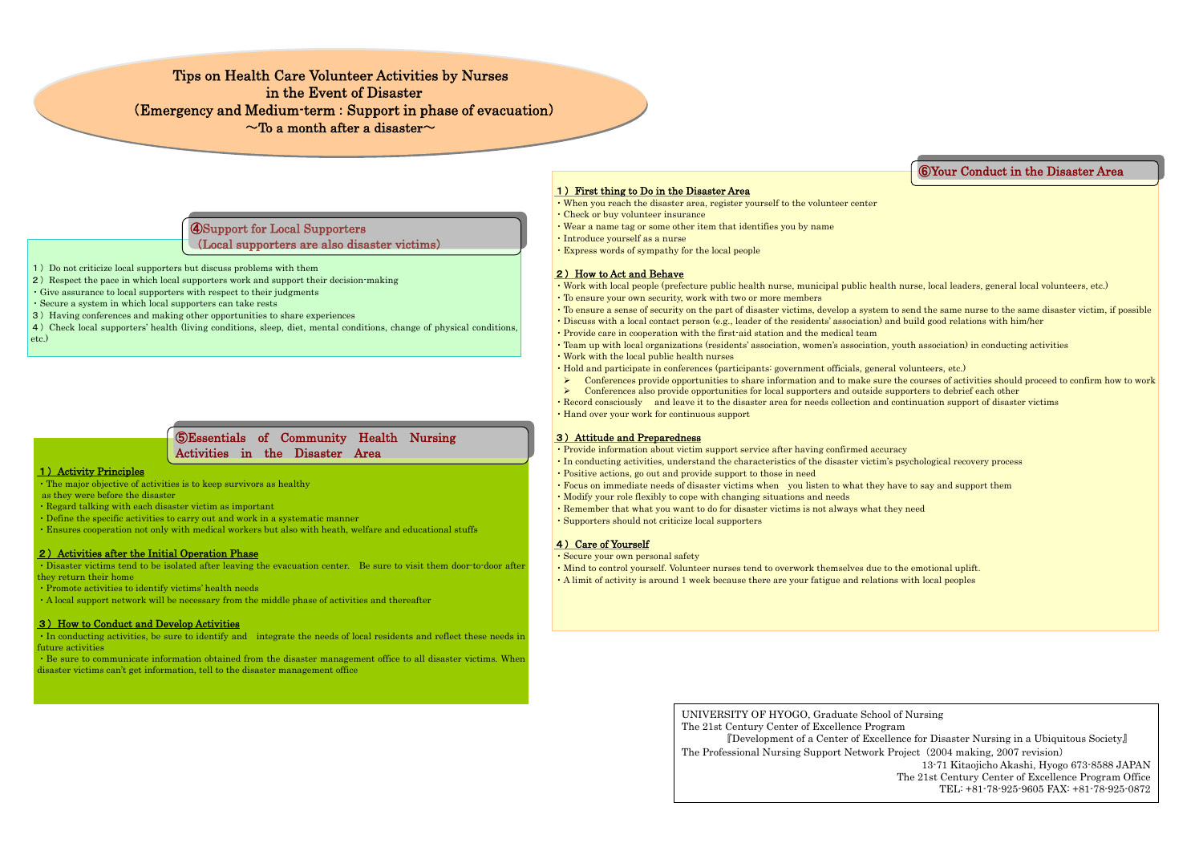# Tips on Health Care Volunteer Activities by Nurses in the Event of Disaster
# （Emergency and Medium-term : Support in phase of evacuation）
## ～To a month after a disaster～

## ④Support for Local Supporters （Local supporters are also disaster victims)

１）Do not criticize local supporters but discuss problems with them

２）Respect the pace in which local supporters work and support their decision-making

- Give assurance to local supporters with respect to their judgments
- Secure a system in which local supporters can take rests

３）Having conferences and making other opportunities to share experiences

４）Check local supporters' health (living conditions, sleep, diet, mental conditions, change of physical conditions, etc.)

## ⑤Essentials of Community Health Nursing Activities in the Disaster Area

### １）Activity Principles

- The major objective of activities is to keep survivors as healthy as they were before the disaster
- Regard talking with each disaster victim as important
- Define the specific activities to carry out and work in a systematic manner
- Ensures cooperation not only with medical workers but also with heath, welfare and educational stuffs

### ２）Activities after the Initial Operation Phase

- Disaster victims tend to be isolated after leaving the evacuation center. Be sure to visit them door-to-door after they return their home
- Promote activities to identify victims' health needs
- A local support network will be necessary from the middle phase of activities and thereafter

### ３）How to Conduct and Develop Activities

- In conducting activities, be sure to identify and integrate the needs of local residents and reflect these needs in future activities
- Be sure to communicate information obtained from the disaster management office to all disaster victims. When disaster victims can't get information, tell to the disaster management office

## ⑥Your Conduct in the Disaster Area

### １）First thing to Do in the Disaster Area

- When you reach the disaster area, register yourself to the volunteer center
- Check or buy volunteer insurance
- Wear a name tag or some other item that identifies you by name
- Introduce yourself as a nurse
- Express words of sympathy for the local people

### ２）How to Act and Behave

- Work with local people (prefecture public health nurse, municipal public health nurse, local leaders, general local volunteers, etc.)
- To ensure your own security, work with two or more members
- To ensure a sense of security on the part of disaster victims, develop a system to send the same nurse to the same disaster victim, if possible
- Discuss with a local contact person (e.g., leader of the residents' association) and build good relations with him/her
- Provide care in cooperation with the first-aid station and the medical team
- Team up with local organizations (residents' association, women's association, youth association) in conducting activities
- Work with the local public health nurses
- Hold and participate in conferences (participants: government officials, general volunteers, etc.)
  - Conferences provide opportunities to share information and to make sure the courses of activities should proceed to confirm how to work
  - Conferences also provide opportunities for local supporters and outside supporters to debrief each other
- Record consciously and leave it to the disaster area for needs collection and continuation support of disaster victims
- Hand over your work for continuous support

### ３）Attitude and Preparedness

- Provide information about victim support service after having confirmed accuracy
- In conducting activities, understand the characteristics of the disaster victim's psychological recovery process
- Positive actions, go out and provide support to those in need
- Focus on immediate needs of disaster victims when you listen to what they have to say and support them
- Modify your role flexibly to cope with changing situations and needs
- Remember that what you want to do for disaster victims is not always what they need
- Supporters should not criticize local supporters

### ４）Care of Yourself

- Secure your own personal safety
- Mind to control yourself. Volunteer nurses tend to overwork themselves due to the emotional uplift.
- A limit of activity is around 1 week because there are your fatigue and relations with local peoples

---

UNIVERSITY OF HYOGO, Graduate School of Nursing
The 21st Century Center of Excellence Program
『Development of a Center of Excellence for Disaster Nursing in a Ubiquitous Society』
The Professional Nursing Support Network Project（2004 making, 2007 revision）
13-71 Kitaojicho Akashi, Hyogo 673-8588 JAPAN
The 21st Century Center of Excellence Program Office
TEL: +81-78-925-9605 FAX: +81-78-925-0872